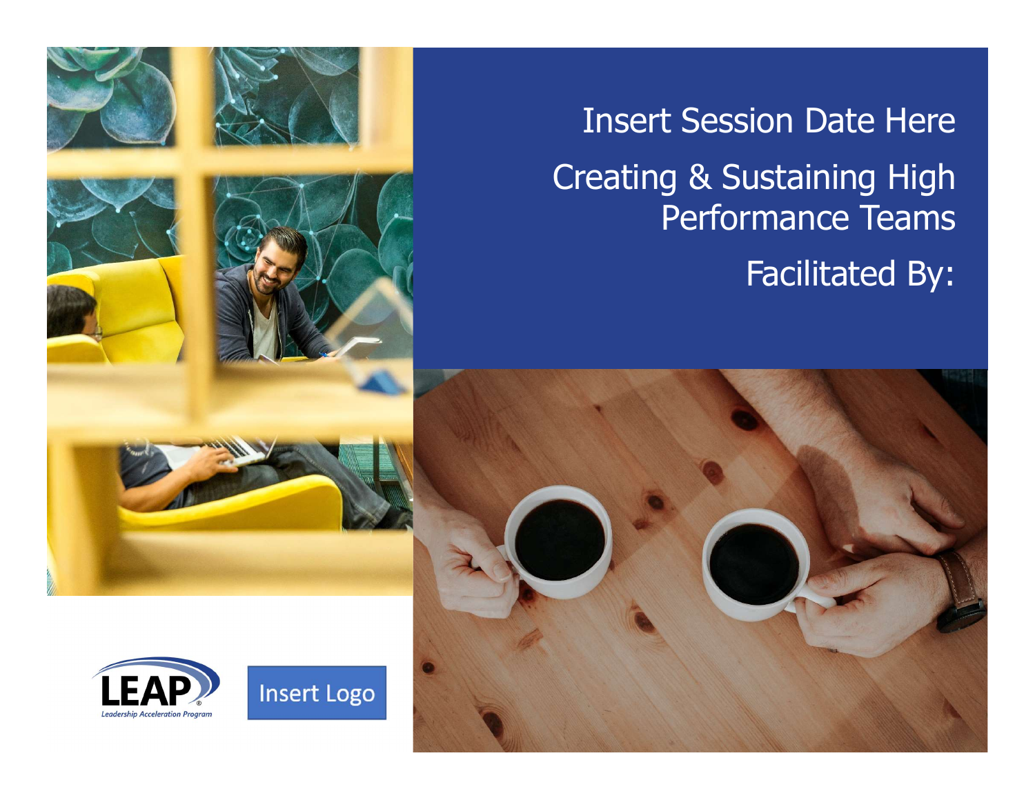Insert Session Date Here

# Creating & Sustaining High Performance Teams

Facilitated By:

LEAP Leadership Acceleration Program

Insert Logo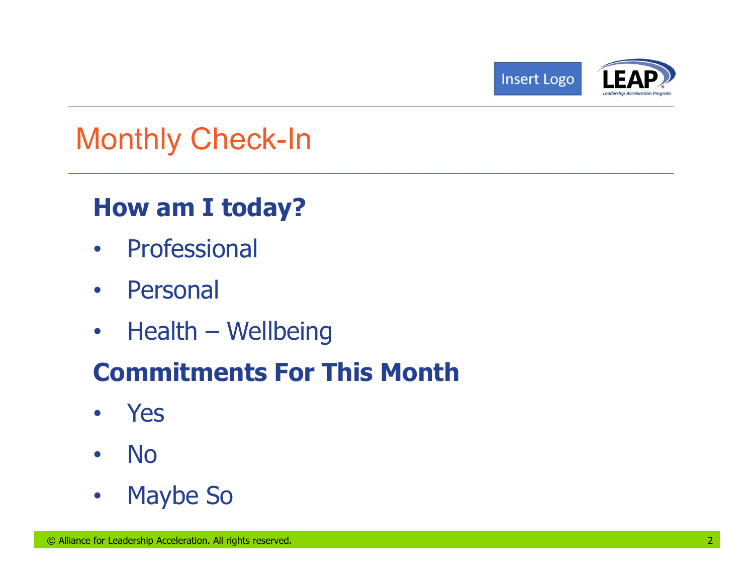# Monthly Check-In

## How am I today?

- Professional
- Personal
- Health – Wellbeing

## Commitments For This Month

- Yes
- No
- Maybe So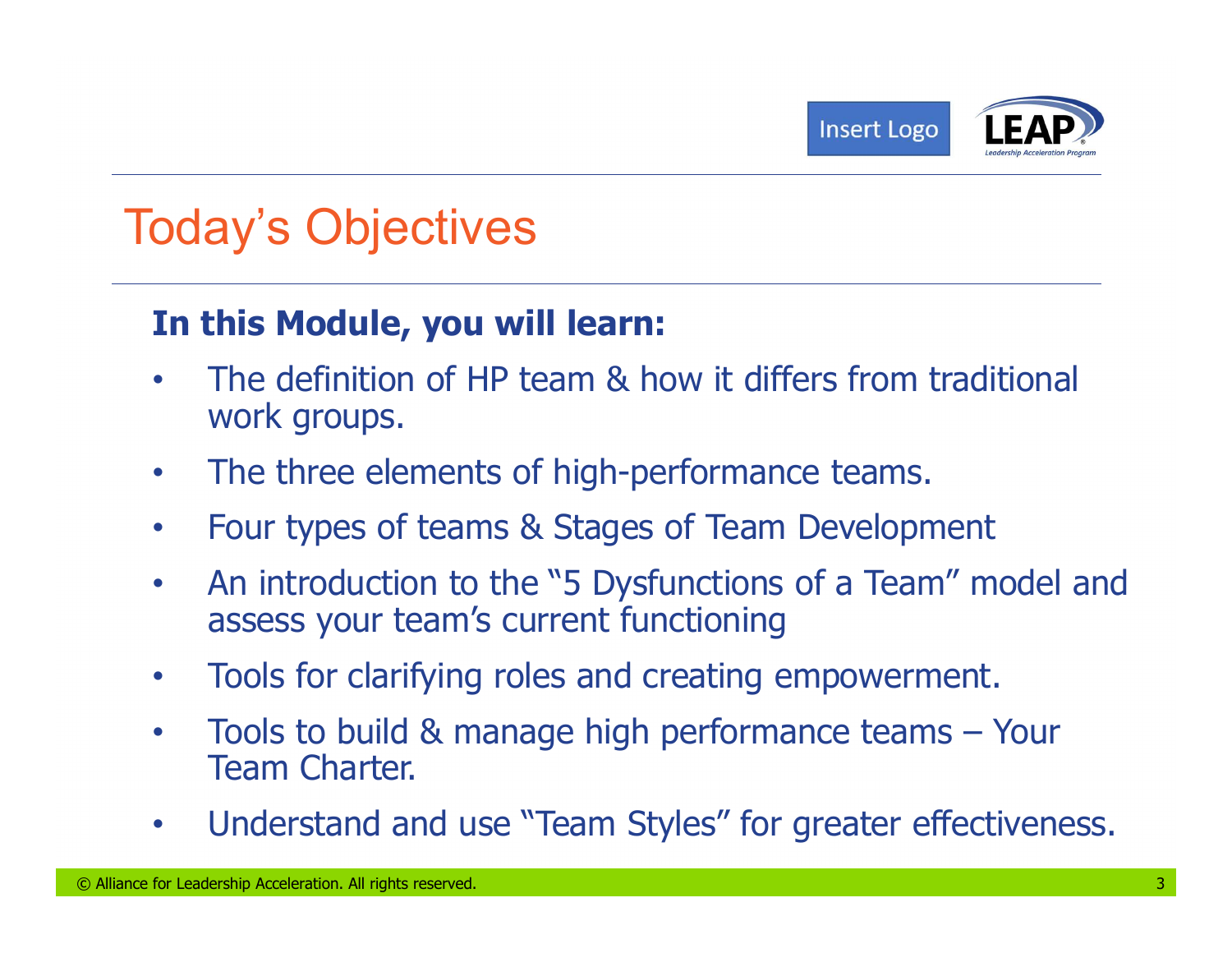# Today's Objectives

**In this Module, you will learn:**

- The definition of HP team & how it differs from traditional work groups.
- The three elements of high-performance teams.
- Four types of teams & Stages of Team Development
- An introduction to the "5 Dysfunctions of a Team" model and assess your team's current functioning
- Tools for clarifying roles and creating empowerment.
- Tools to build & manage high performance teams – Your Team Charter.
- Understand and use "Team Styles" for greater effectiveness.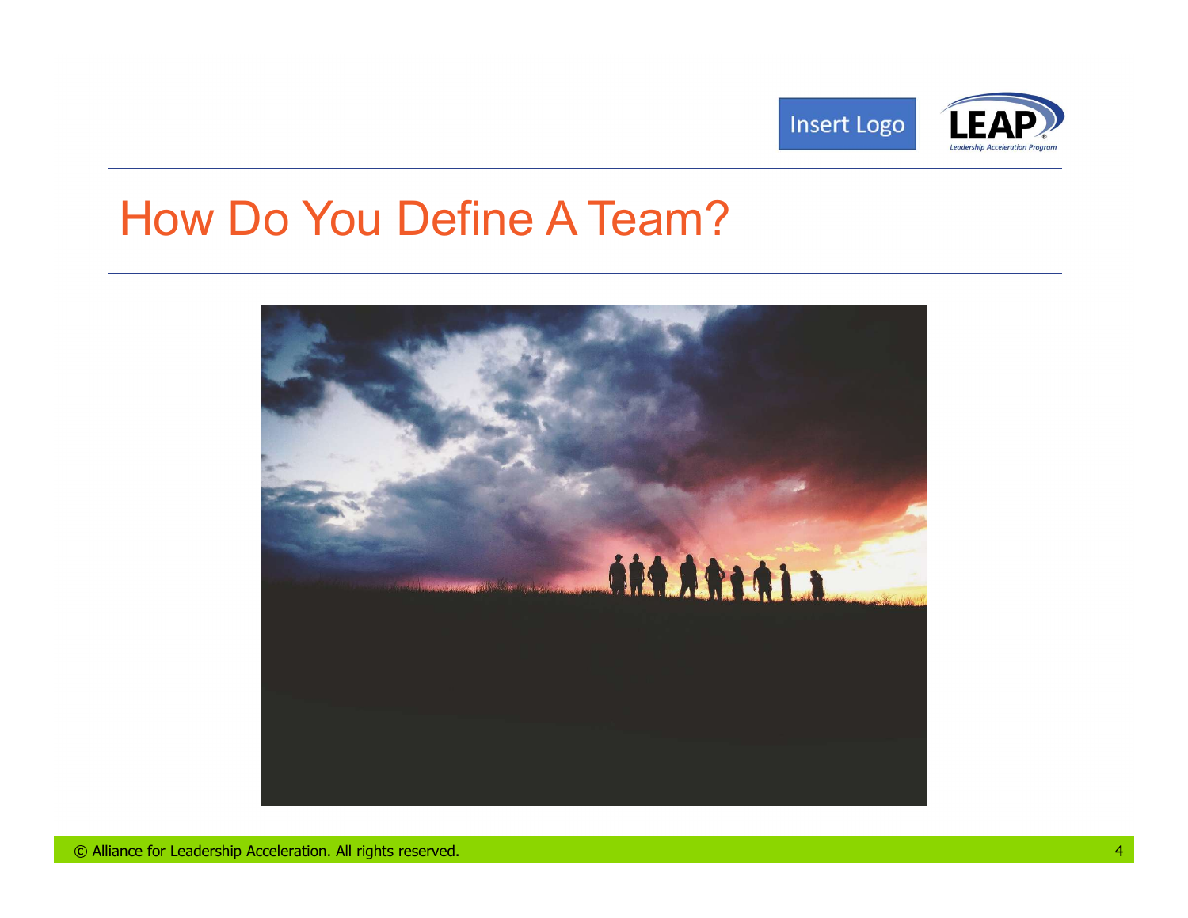# How Do You Define A Team?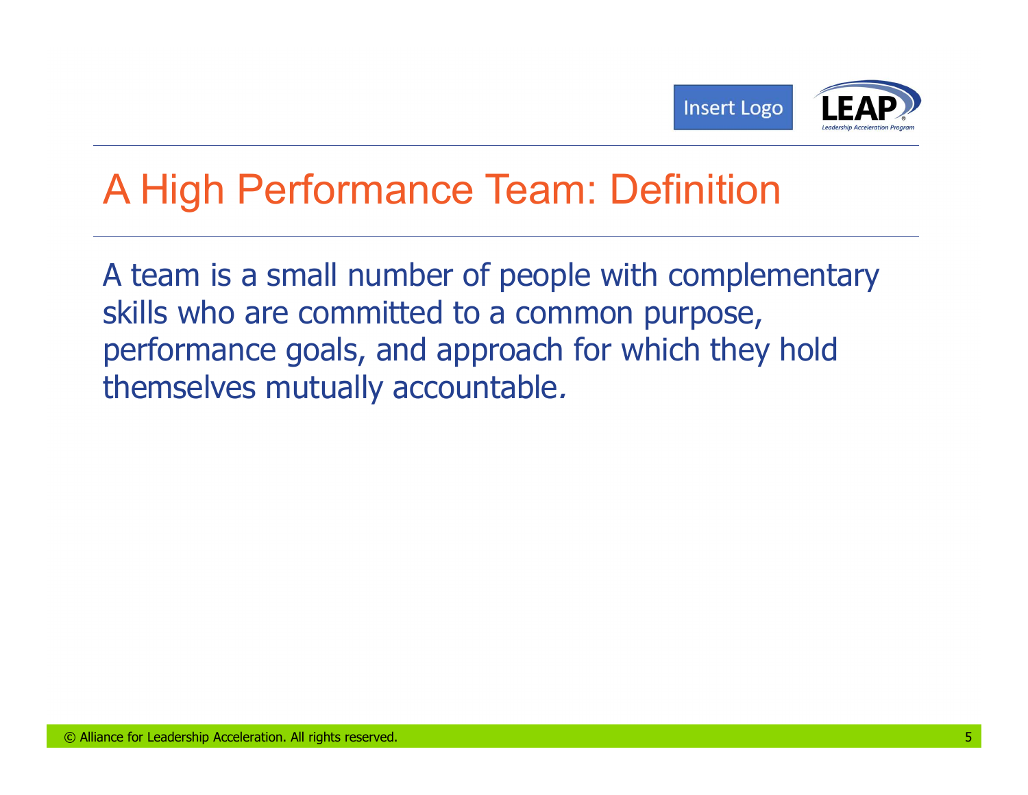# A High Performance Team: Definition

A team is a small number of people with complementary skills who are committed to a common purpose, performance goals, and approach for which they hold themselves mutually accountable.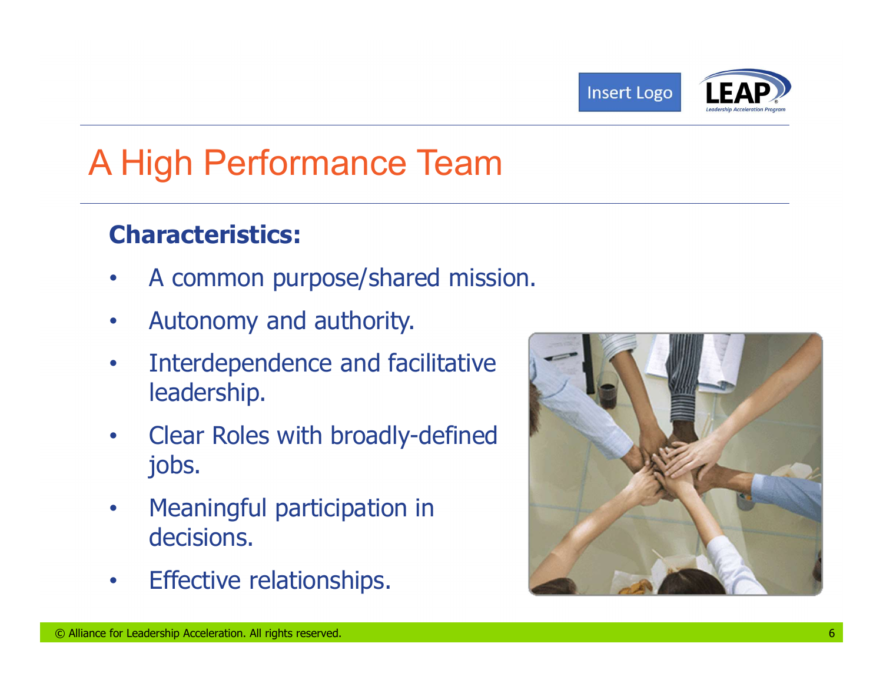# A High Performance Team

**Characteristics:**

- A common purpose/shared mission.
- Autonomy and authority.
- Interdependence and facilitative leadership.
- Clear Roles with broadly-defined jobs.
- Meaningful participation in decisions.
- Effective relationships.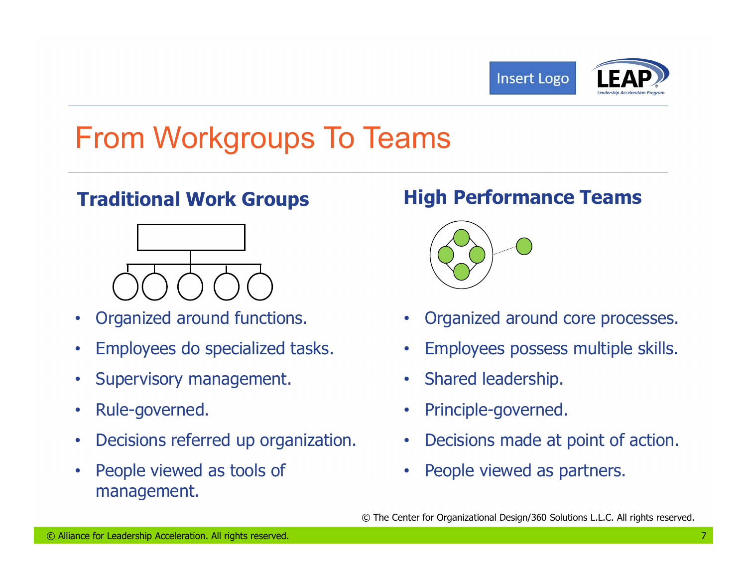# From Workgroups To Teams

## Traditional Work Groups

- Organized around functions.
- Employees do specialized tasks.
- Supervisory management.
- Rule-governed.
- Decisions referred up organization.
- People viewed as tools of management.

## High Performance Teams

- Organized around core processes.
- Employees possess multiple skills.
- Shared leadership.
- Principle-governed.
- Decisions made at point of action.
- People viewed as partners.

© The Center for Organizational Design/360 Solutions L.L.C. All rights reserved.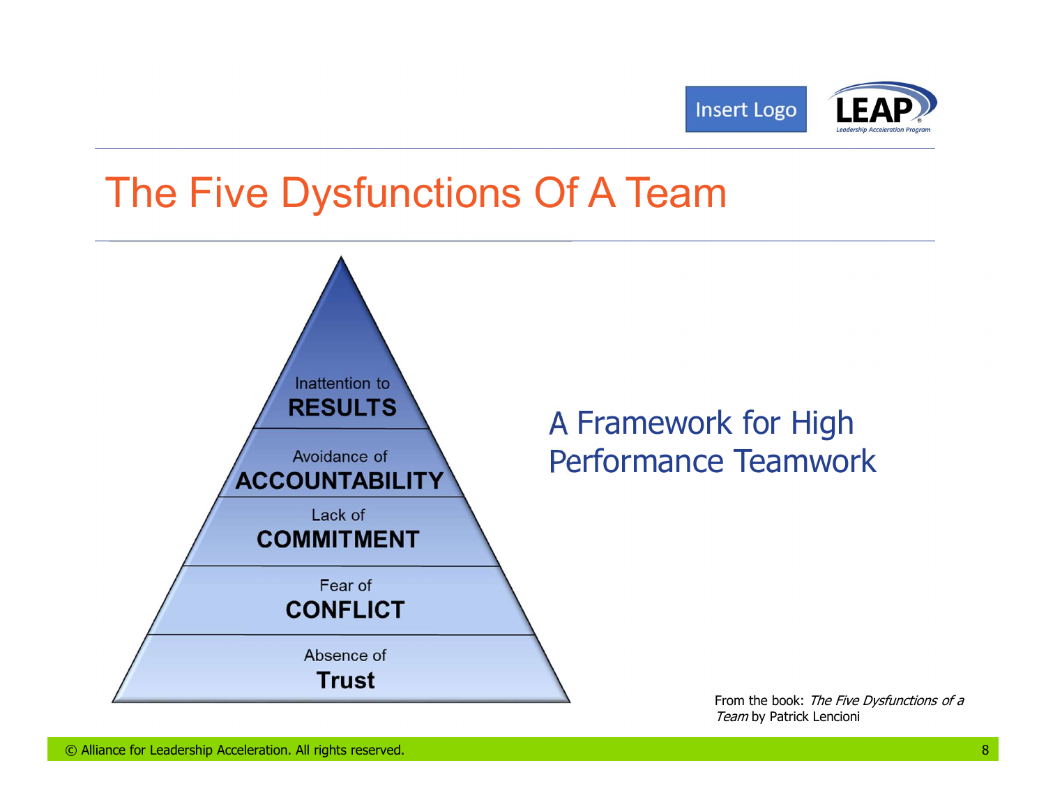# The Five Dysfunctions Of A Team

Inattention to **RESULTS**

Avoidance of **ACCOUNTABILITY**

Lack of **COMMITMENT**

Fear of **CONFLICT**

Absence of **Trust**

## A Framework for High Performance Teamwork

From the book: *The Five Dysfunctions of a Team* by Patrick Lencioni

© Alliance for Leadership Acceleration. All rights reserved.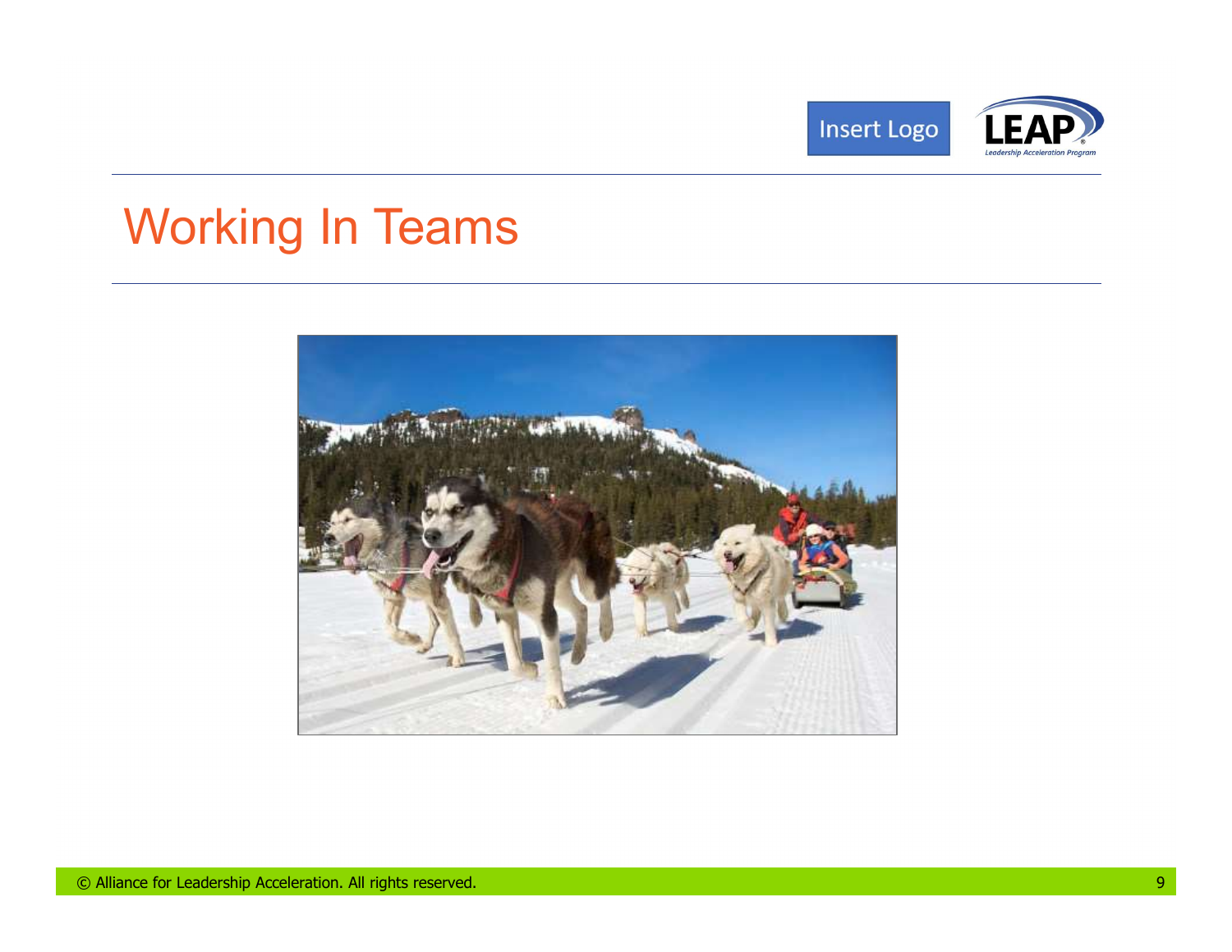# Working In Teams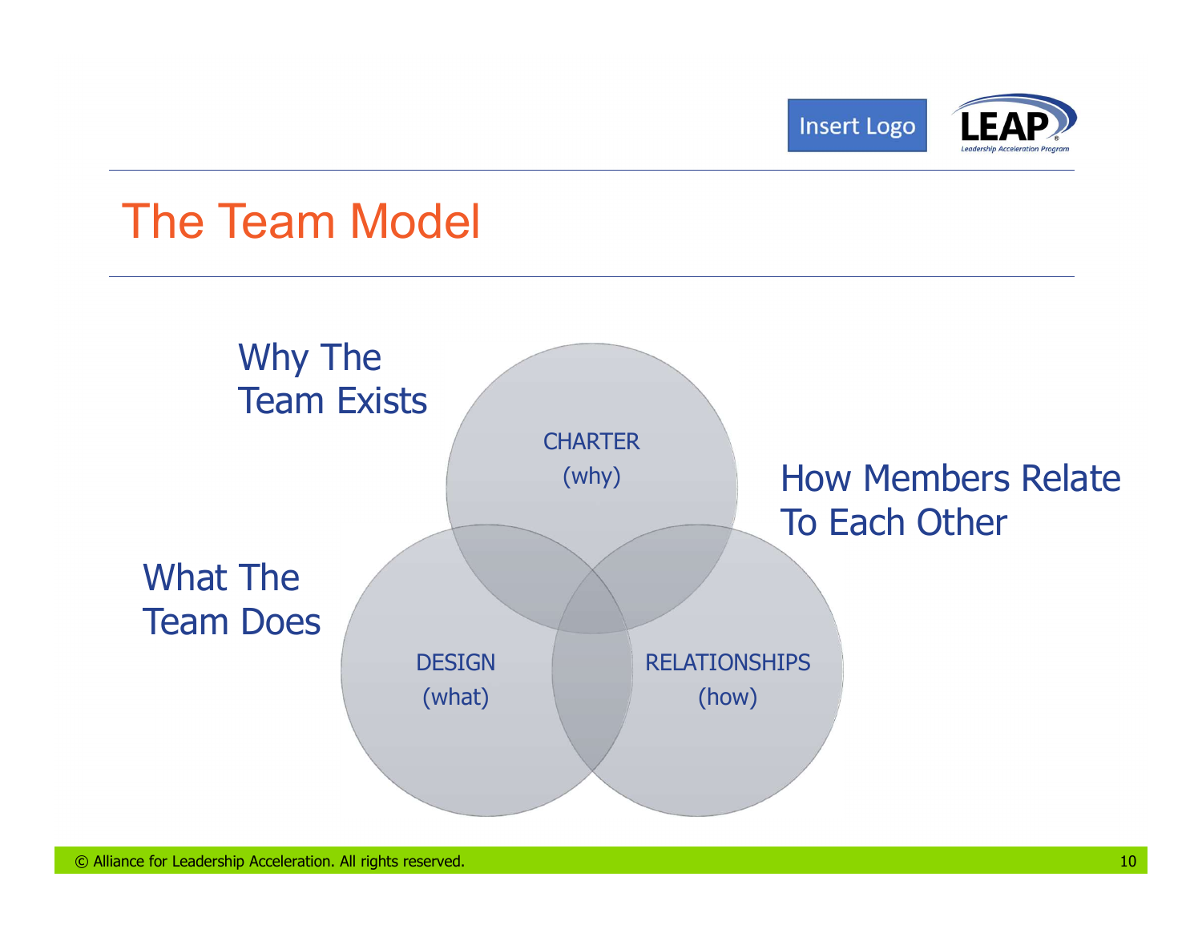# The Team Model

Why The Team Exists

CHARTER (why)

How Members Relate To Each Other

What The Team Does

DESIGN (what)

RELATIONSHIPS (how)

© Alliance for Leadership Acceleration. All rights reserved.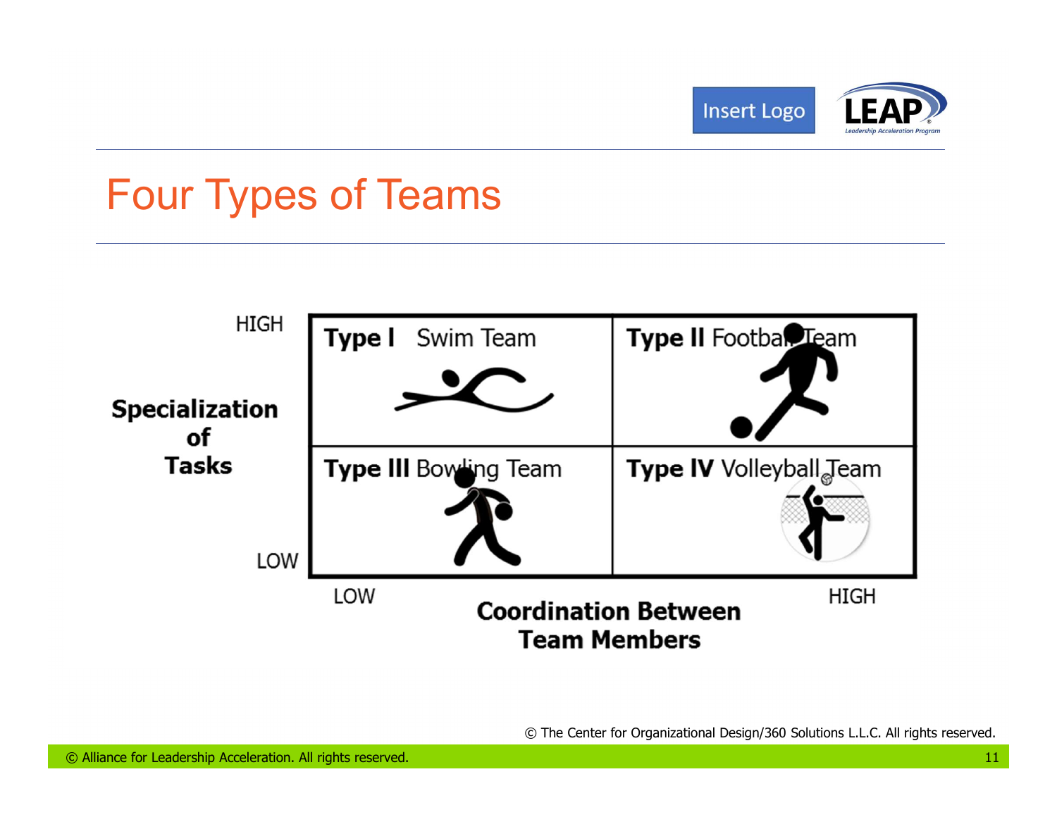# Four Types of Teams

**Specialization of Tasks** (vertical axis: LOW to HIGH) vs. **Coordination Between Team Members** (horizontal axis: LOW to HIGH)

| Specialization of Tasks | LOW Coordination | HIGH Coordination |
|---|---|---|
| HIGH | **Type I** Swim Team | **Type II** Football Team |
| LOW | **Type III** Bowling Team | **Type IV** Volleyball Team |

© The Center for Organizational Design/360 Solutions L.L.C. All rights reserved.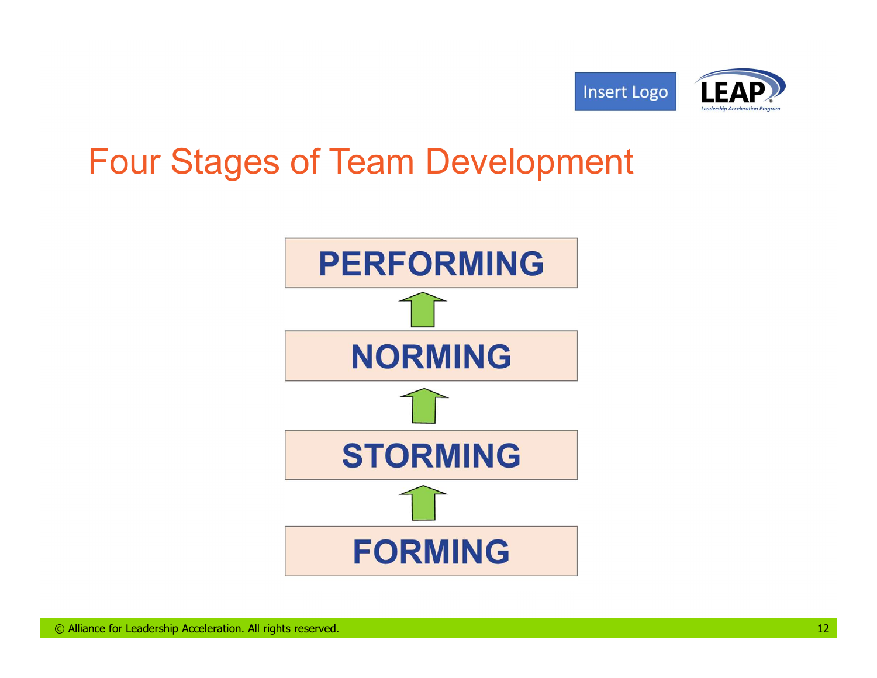# Four Stages of Team Development

**PERFORMING**

↑

**NORMING**

↑

**STORMING**

↑

**FORMING**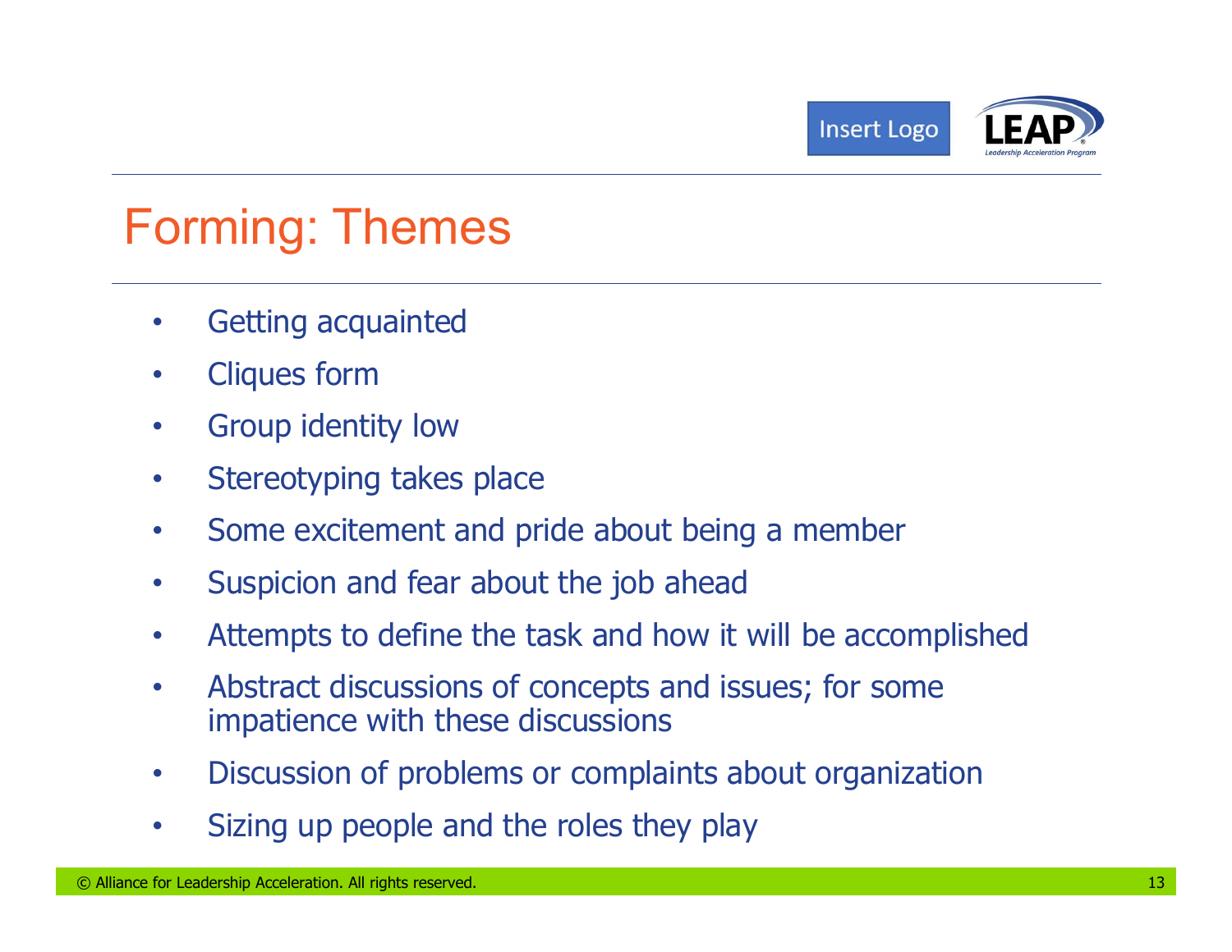# Forming: Themes

- Getting acquainted
- Cliques form
- Group identity low
- Stereotyping takes place
- Some excitement and pride about being a member
- Suspicion and fear about the job ahead
- Attempts to define the task and how it will be accomplished
- Abstract discussions of concepts and issues; for some impatience with these discussions
- Discussion of problems or complaints about organization
- Sizing up people and the roles they play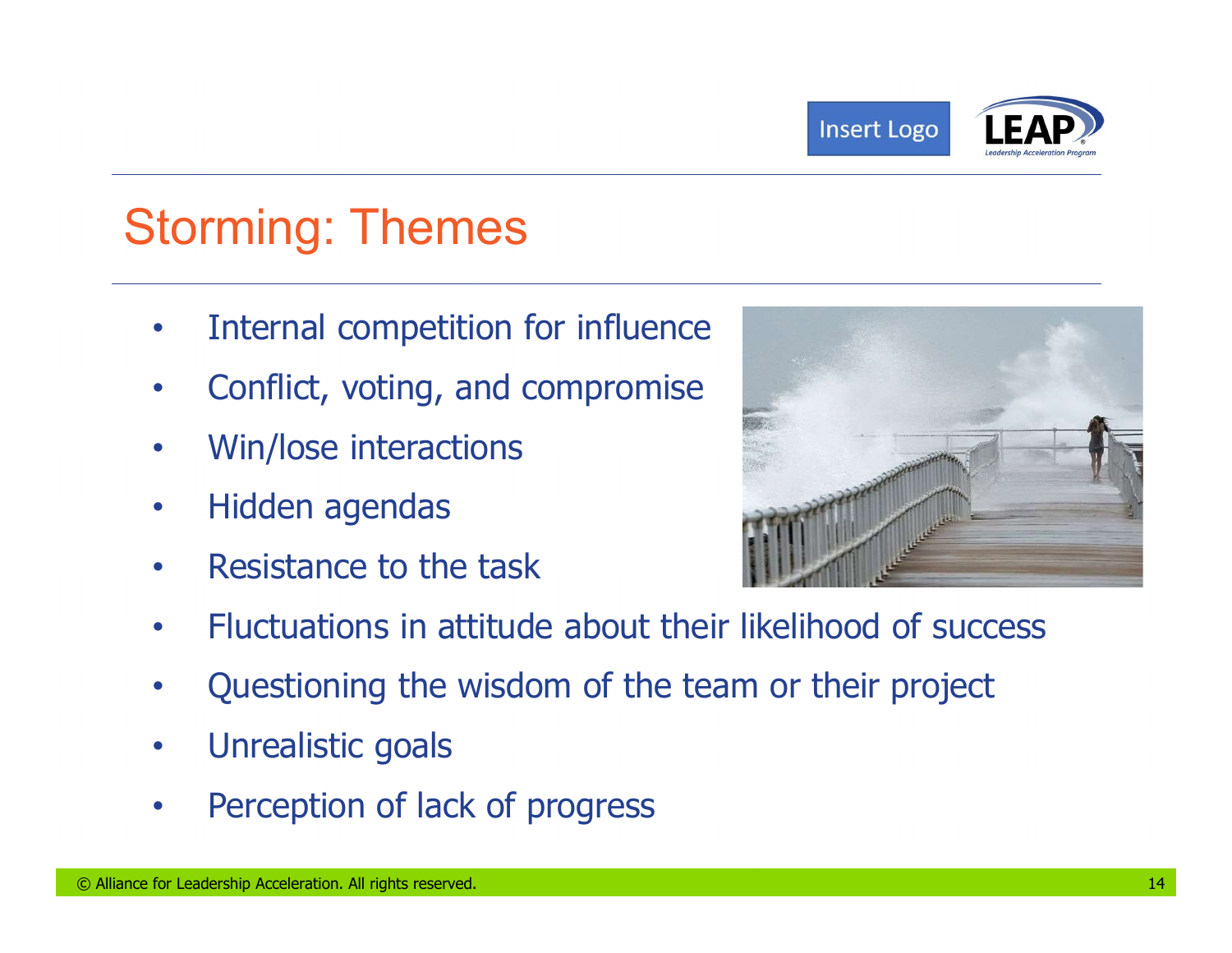# Storming: Themes

- Internal competition for influence
- Conflict, voting, and compromise
- Win/lose interactions
- Hidden agendas
- Resistance to the task
- Fluctuations in attitude about their likelihood of success
- Questioning the wisdom of the team or their project
- Unrealistic goals
- Perception of lack of progress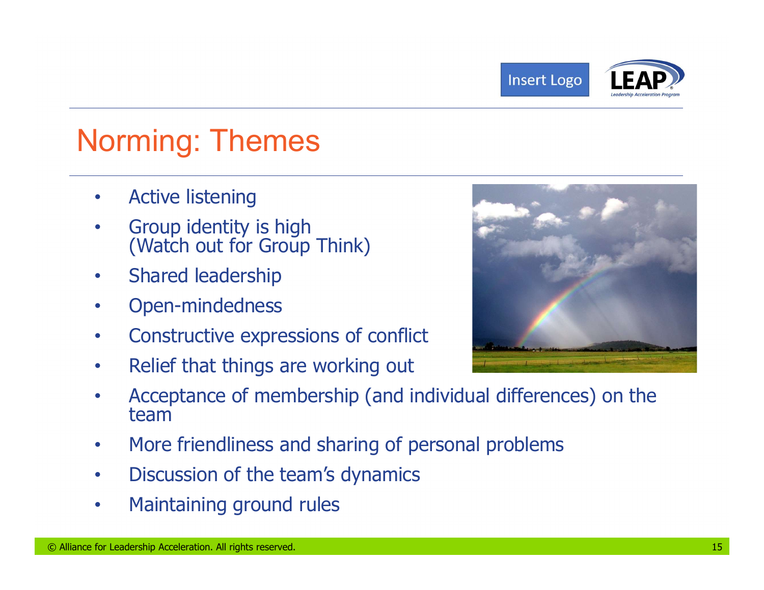# Norming: Themes

- Active listening
- Group identity is high (Watch out for Group Think)
- Shared leadership
- Open-mindedness
- Constructive expressions of conflict
- Relief that things are working out
- Acceptance of membership (and individual differences) on the team
- More friendliness and sharing of personal problems
- Discussion of the team's dynamics
- Maintaining ground rules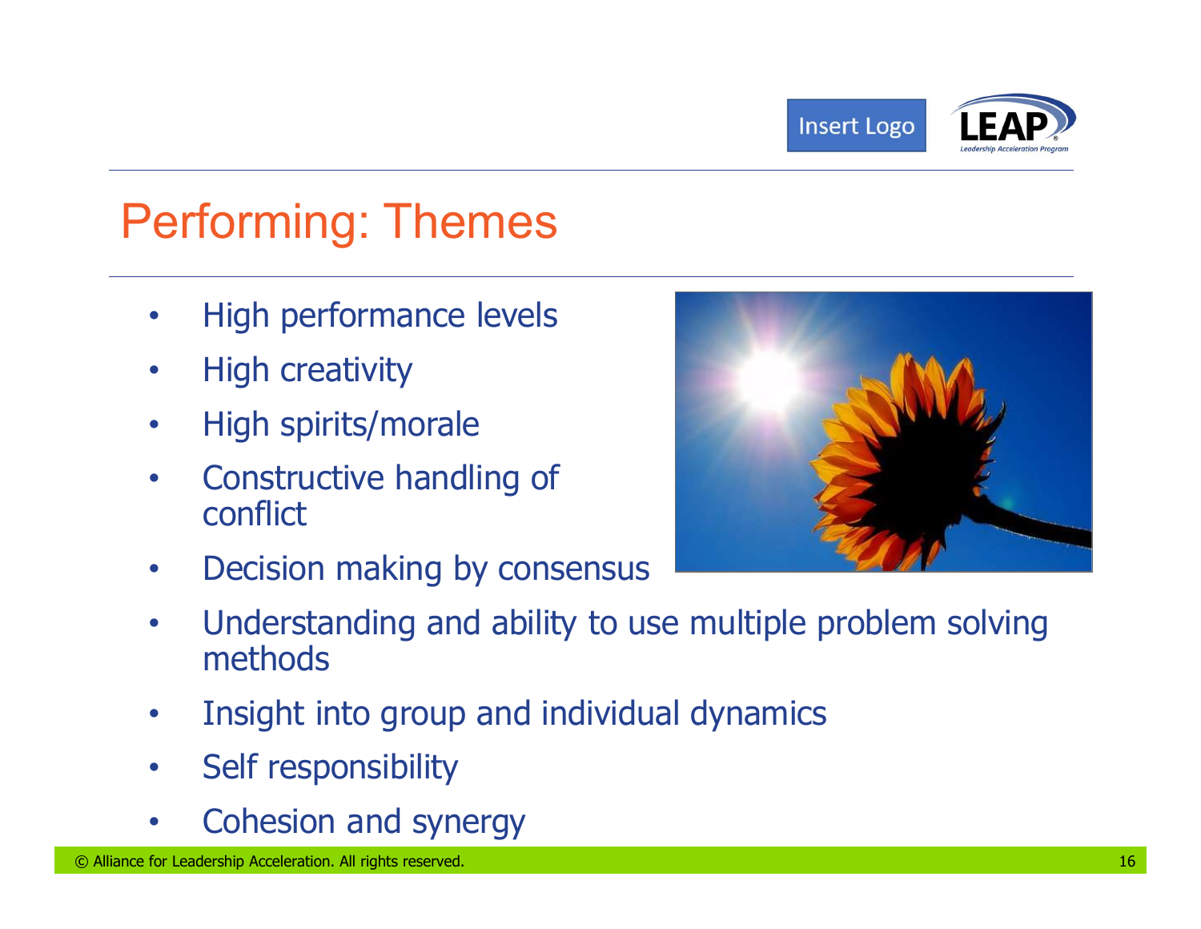# Performing: Themes

- High performance levels
- High creativity
- High spirits/morale
- Constructive handling of conflict
- Decision making by consensus
- Understanding and ability to use multiple problem solving methods
- Insight into group and individual dynamics
- Self responsibility
- Cohesion and synergy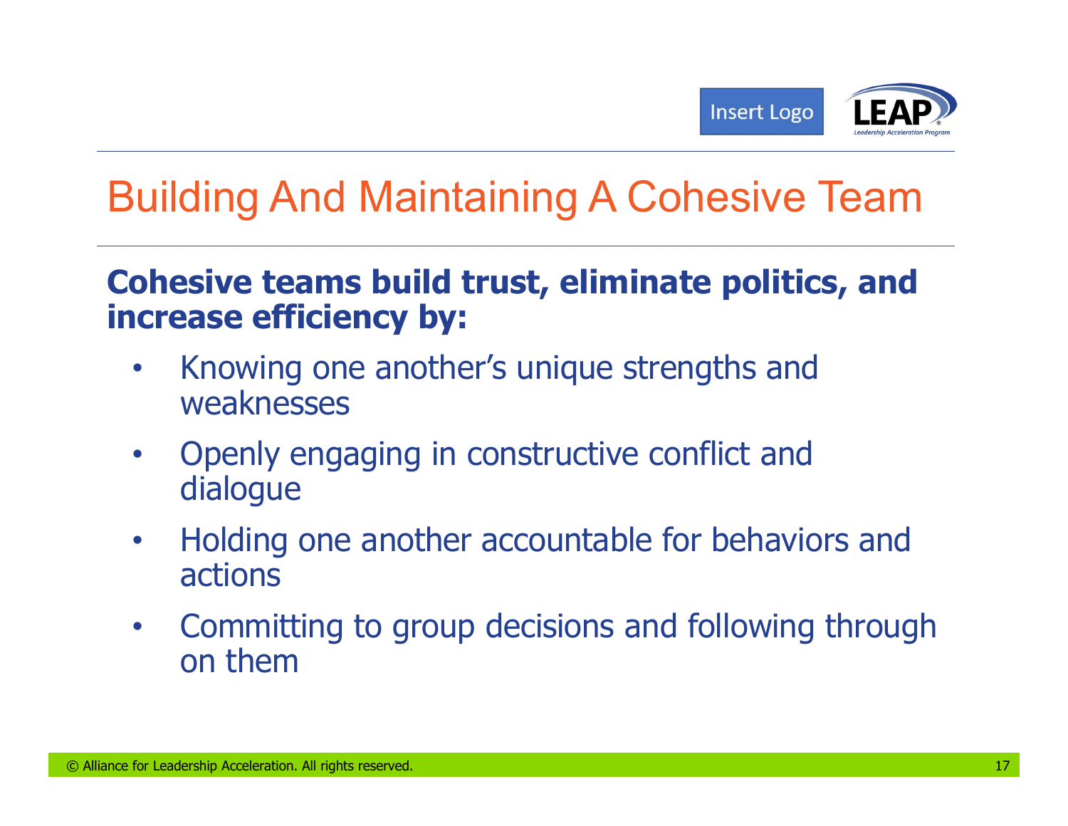# Building And Maintaining A Cohesive Team

**Cohesive teams build trust, eliminate politics, and increase efficiency by:**

- Knowing one another's unique strengths and weaknesses
- Openly engaging in constructive conflict and dialogue
- Holding one another accountable for behaviors and actions
- Committing to group decisions and following through on them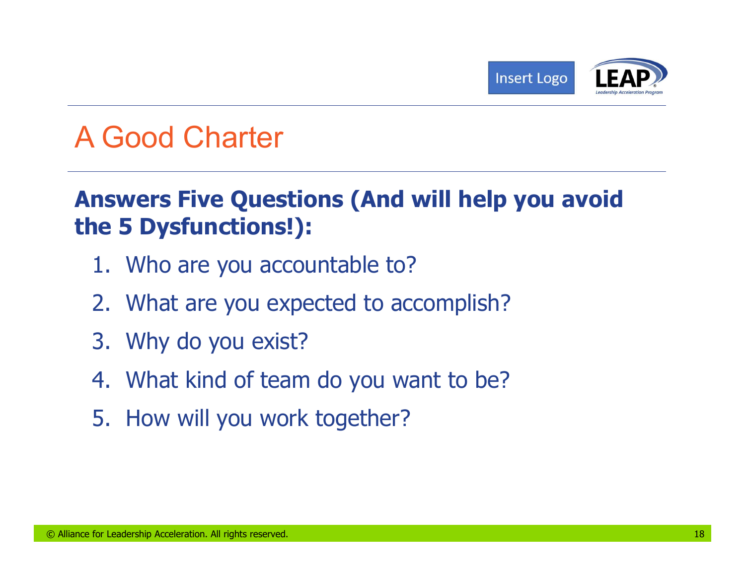# A Good Charter

**Answers Five Questions (And will help you avoid the 5 Dysfunctions!):**

1. Who are you accountable to?
2. What are you expected to accomplish?
3. Why do you exist?
4. What kind of team do you want to be?
5. How will you work together?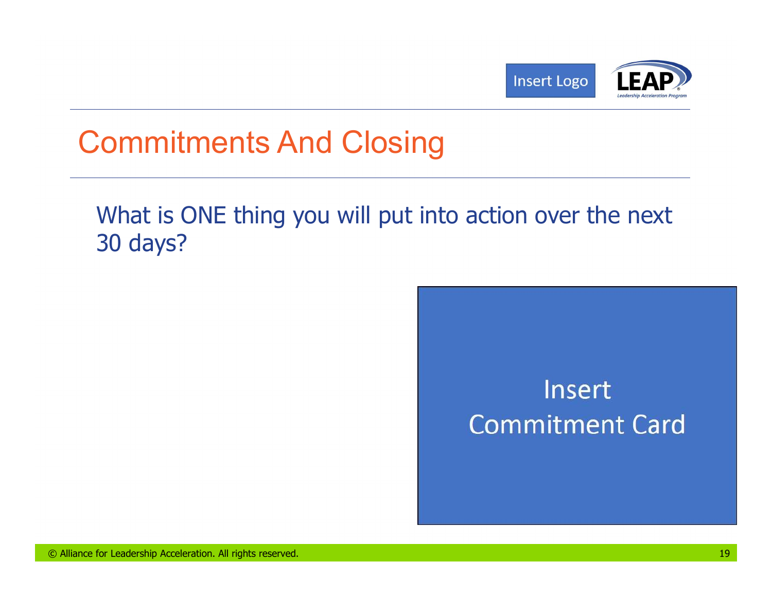Insert Logo

LEAP
Leadership Acceleration Program

# Commitments And Closing

What is ONE thing you will put into action over the next 30 days?

Insert
Commitment Card

© Alliance for Leadership Acceleration. All rights reserved.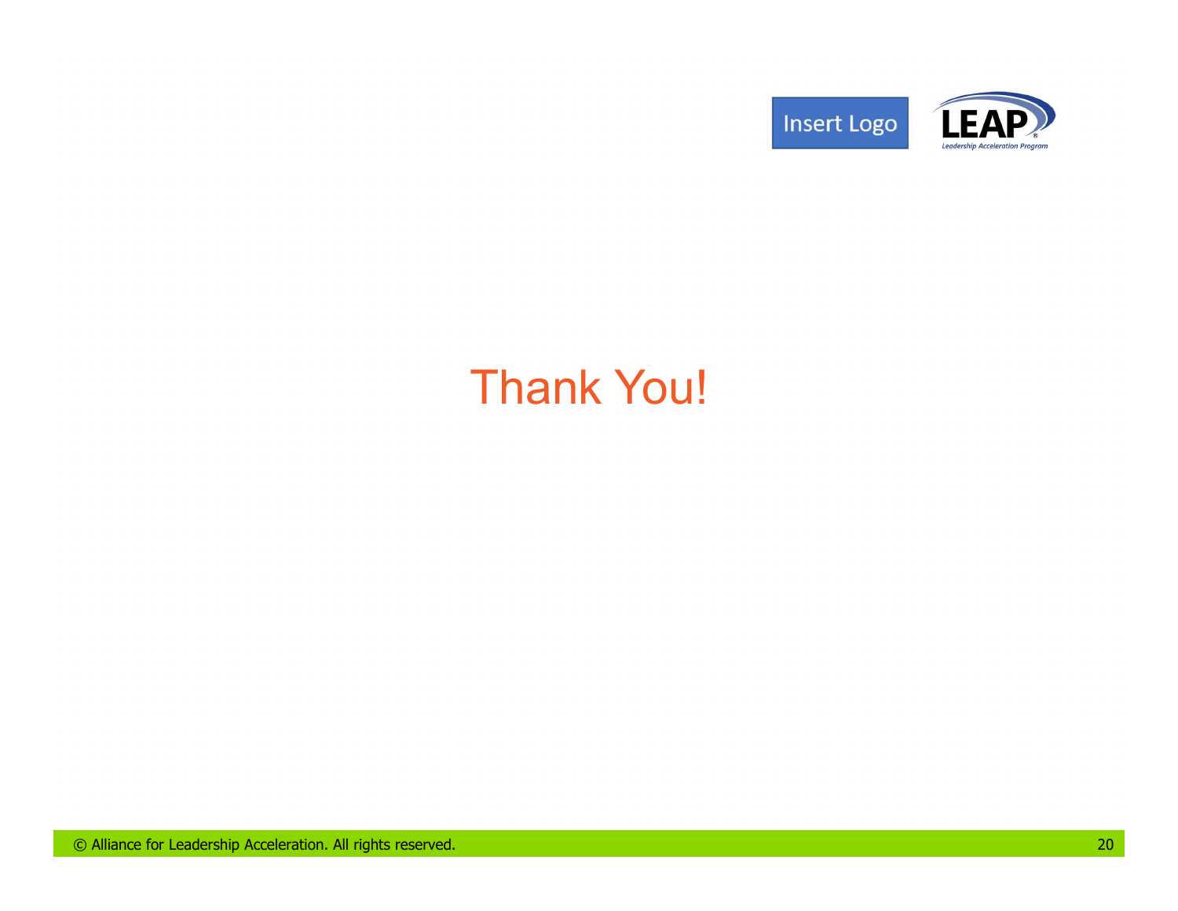Insert Logo

# Thank You!